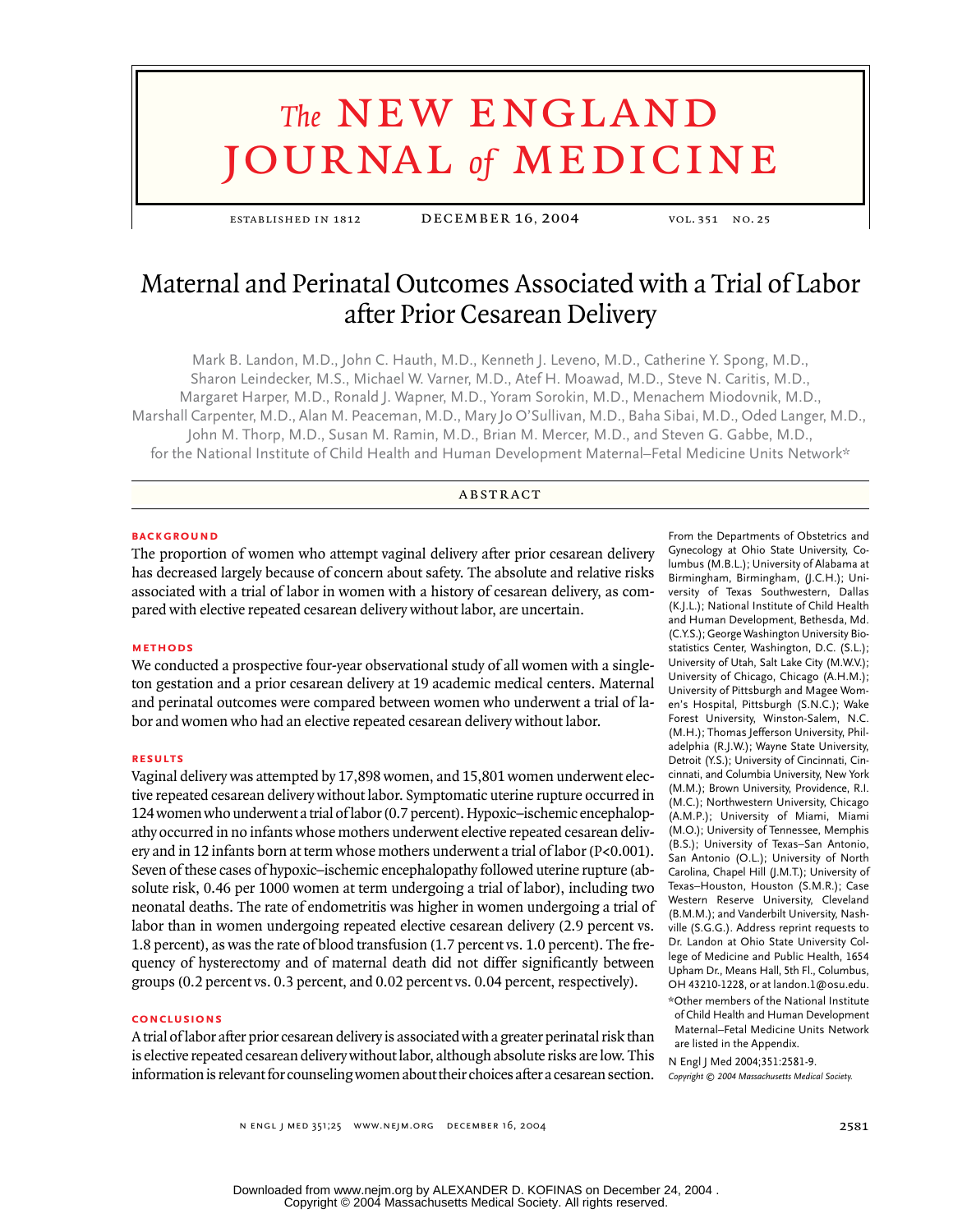# Maternal and Perinatal Outcomes Associated with a Trial of Labor after Prior Cesarean Delivery

Mark B. Landon, M.D., John C. Hauth, M.D., Kenneth J. Leveno, M.D., Catherine Y. Spong, M.D., Sharon Leindecker, M.S., Michael W. Varner, M.D., Atef H. Moawad, M.D., Steve N. Caritis, M.D., Margaret Harper, M.D., Ronald J. Wapner, M.D., Yoram Sorokin, M.D., Menachem Miodovnik, M.D., Marshall Carpenter, M.D., Alan M. Peaceman, M.D., Mary Jo O'Sullivan, M.D., Baha Sibai, M.D., Oded Langer, M.D., John M. Thorp, M.D., Susan M. Ramin, M.D., Brian M. Mercer, M.D., and Steven G. Gabbe, M.D., for the National Institute of Child Health and Human Development Maternal–Fetal Medicine Units Network*

## ABSTRACT

### BACKGROUND

The proportion of women who attempt vaginal delivery after prior cesarean delivery has decreased largely because of concern about safety. The absolute and relative risks associated with a trial of labor in women with a history of cesarean delivery, as compared with elective repeated cesarean delivery without labor, are uncertain.

### METHODS

We conducted a prospective four-year observational study of all women with a singleton gestation and a prior cesarean delivery at 19 academic medical centers. Maternal and perinatal outcomes were compared between women who underwent a trial of labor and women who had an elective repeated cesarean delivery without labor.

### RESULTS

Vaginal delivery was attempted by 17,898 women, and 15,801 women underwent elective repeated cesarean delivery without labor. Symptomatic uterine rupture occurred in 124 women who underwent a trial of labor (0.7 percent). Hypoxic–ischemic encephalopathy occurred in no infants whose mothers underwent elective repeated cesarean delivery and in 12 infants born at term whose mothers underwent a trial of labor (P<0.001). Seven of these cases of hypoxic–ischemic encephalopathy followed uterine rupture (absolute risk, 0.46 per 1000 women at term undergoing a trial of labor), including two neonatal deaths. The rate of endometritis was higher in women undergoing a trial of labor than in women undergoing repeated elective cesarean delivery (2.9 percent vs. 1.8 percent), as was the rate of blood transfusion (1.7 percent vs. 1.0 percent). The frequency of hysterectomy and of maternal death did not differ significantly between groups (0.2 percent vs. 0.3 percent, and 0.02 percent vs. 0.04 percent, respectively).

### CONCLUSIONS

A trial of labor after prior cesarean delivery is associated with a greater perinatal risk than is elective repeated cesarean delivery without labor, although absolute risks are low. This information is relevant for counseling women about their choices after a cesarean section.

From the Departments of Obstetrics and Gynecology at Ohio State University, Columbus (M.B.L.); University of Alabama at Birmingham, Birmingham, (J.C.H.); University of Texas Southwestern, Dallas (K.J.L.); National Institute of Child Health and Human Development, Bethesda, Md. (C.Y.S.); George Washington University Biostatistics Center, Washington, D.C. (S.L.); University of Utah, Salt Lake City (M.W.V.); University of Chicago, Chicago (A.H.M.); University of Pittsburgh and Magee Women's Hospital, Pittsburgh (S.N.C.); Wake Forest University, Winston-Salem, N.C. (M.H.); Thomas Jefferson University, Philadelphia (R.J.W.); Wayne State University, Detroit (Y.S.); University of Cincinnati, Cincinnati, and Columbia University, New York (M.M.); Brown University, Providence, R.I. (M.C.); Northwestern University, Chicago (A.M.P.); University of Miami, Miami (M.O.); University of Tennessee, Memphis (B.S.); University of Texas–San Antonio, San Antonio (O.L.); University of North Carolina, Chapel Hill (J.M.T.); University of Texas–Houston, Houston (S.M.R.); Case Western Reserve University, Cleveland (B.M.M.); and Vanderbilt University, Nashville (S.G.G.). Address reprint requests to Dr. Landon at Ohio State University College of Medicine and Public Health, 1654 Upham Dr., Means Hall, 5th Fl., Columbus, OH 43210-1228, or at landon.1@osu.edu.

*Other members of the National Institute of Child Health and Human Development Maternal–Fetal Medicine Units Network are listed in the Appendix.

N Engl J Med 2004;351:2581-9.

*Copyright © 2004 Massachusetts Medical Society.*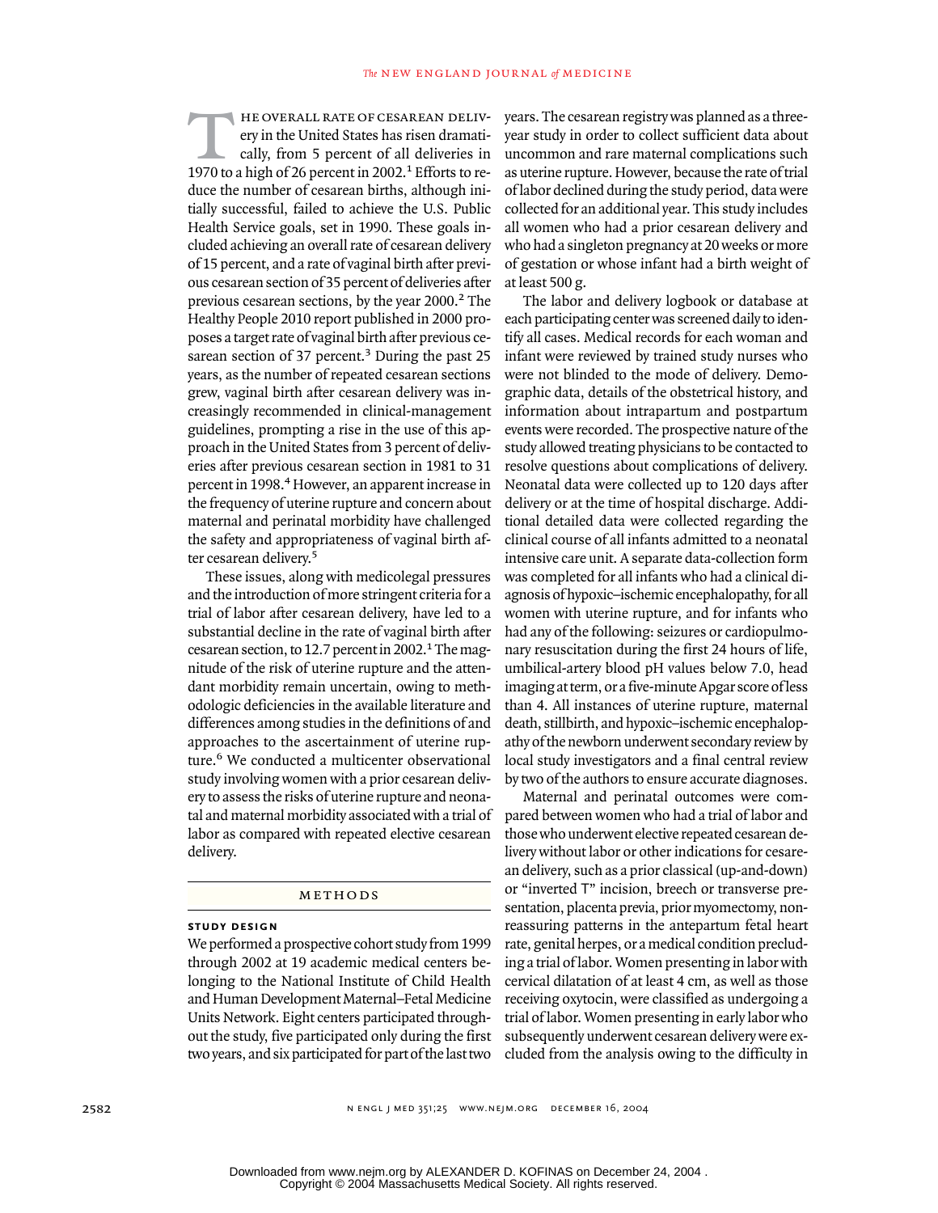The overall rate of cesarean delivery in the United States has risen dramatically, from 5 percent of all deliveries in 1970 to a high of 26 percent in 2002.[1] Efforts to reduce the number of cesarean births, although initially successful, failed to achieve the U.S. Public Health Service goals, set in 1990. These goals included achieving an overall rate of cesarean delivery of 15 percent, and a rate of vaginal birth after previous cesarean section of 35 percent of deliveries after previous cesarean sections, by the year 2000.[2] The Healthy People 2010 report published in 2000 proposes a target rate of vaginal birth after previous cesarean section of 37 percent.[3] During the past 25 years, as the number of repeated cesarean sections grew, vaginal birth after cesarean delivery was increasingly recommended in clinical-management guidelines, prompting a rise in the use of this approach in the United States from 3 percent of deliveries after previous cesarean section in 1981 to 31 percent in 1998.[4] However, an apparent increase in the frequency of uterine rupture and concern about maternal and perinatal morbidity have challenged the safety and appropriateness of vaginal birth after cesarean delivery.[5]

These issues, along with medicolegal pressures and the introduction of more stringent criteria for a trial of labor after cesarean delivery, have led to a substantial decline in the rate of vaginal birth after cesarean section, to 12.7 percent in 2002.[1] The magnitude of the risk of uterine rupture and the attendant morbidity remain uncertain, owing to methodologic deficiencies in the available literature and differences among studies in the definitions of and approaches to the ascertainment of uterine rupture.[6] We conducted a multicenter observational study involving women with a prior cesarean delivery to assess the risks of uterine rupture and neonatal and maternal morbidity associated with a trial of labor as compared with repeated elective cesarean delivery.

## METHODS

### STUDY DESIGN

We performed a prospective cohort study from 1999 through 2002 at 19 academic medical centers belonging to the National Institute of Child Health and Human Development Maternal–Fetal Medicine Units Network. Eight centers participated throughout the study, five participated only during the first two years, and six participated for part of the last two years. The cesarean registry was planned as a three-year study in order to collect sufficient data about uncommon and rare maternal complications such as uterine rupture. However, because the rate of trial of labor declined during the study period, data were collected for an additional year. This study includes all women who had a prior cesarean delivery and who had a singleton pregnancy at 20 weeks or more of gestation or whose infant had a birth weight of at least 500 g.

The labor and delivery logbook or database at each participating center was screened daily to identify all cases. Medical records for each woman and infant were reviewed by trained study nurses who were not blinded to the mode of delivery. Demographic data, details of the obstetrical history, and information about intrapartum and postpartum events were recorded. The prospective nature of the study allowed treating physicians to be contacted to resolve questions about complications of delivery. Neonatal data were collected up to 120 days after delivery or at the time of hospital discharge. Additional detailed data were collected regarding the clinical course of all infants admitted to a neonatal intensive care unit. A separate data-collection form was completed for all infants who had a clinical diagnosis of hypoxic–ischemic encephalopathy, for all women with uterine rupture, and for infants who had any of the following: seizures or cardiopulmonary resuscitation during the first 24 hours of life, umbilical-artery blood pH values below 7.0, head imaging at term, or a five-minute Apgar score of less than 4. All instances of uterine rupture, maternal death, stillbirth, and hypoxic–ischemic encephalopathy of the newborn underwent secondary review by local study investigators and a final central review by two of the authors to ensure accurate diagnoses.

Maternal and perinatal outcomes were compared between women who had a trial of labor and those who underwent elective repeated cesarean delivery without labor or other indications for cesarean delivery, such as a prior classical (up-and-down) or "inverted T" incision, breech or transverse presentation, placenta previa, prior myomectomy, nonreassuring patterns in the antepartum fetal heart rate, genital herpes, or a medical condition precluding a trial of labor. Women presenting in labor with cervical dilatation of at least 4 cm, as well as those receiving oxytocin, were classified as undergoing a trial of labor. Women presenting in early labor who subsequently underwent cesarean delivery were excluded from the analysis owing to the difficulty in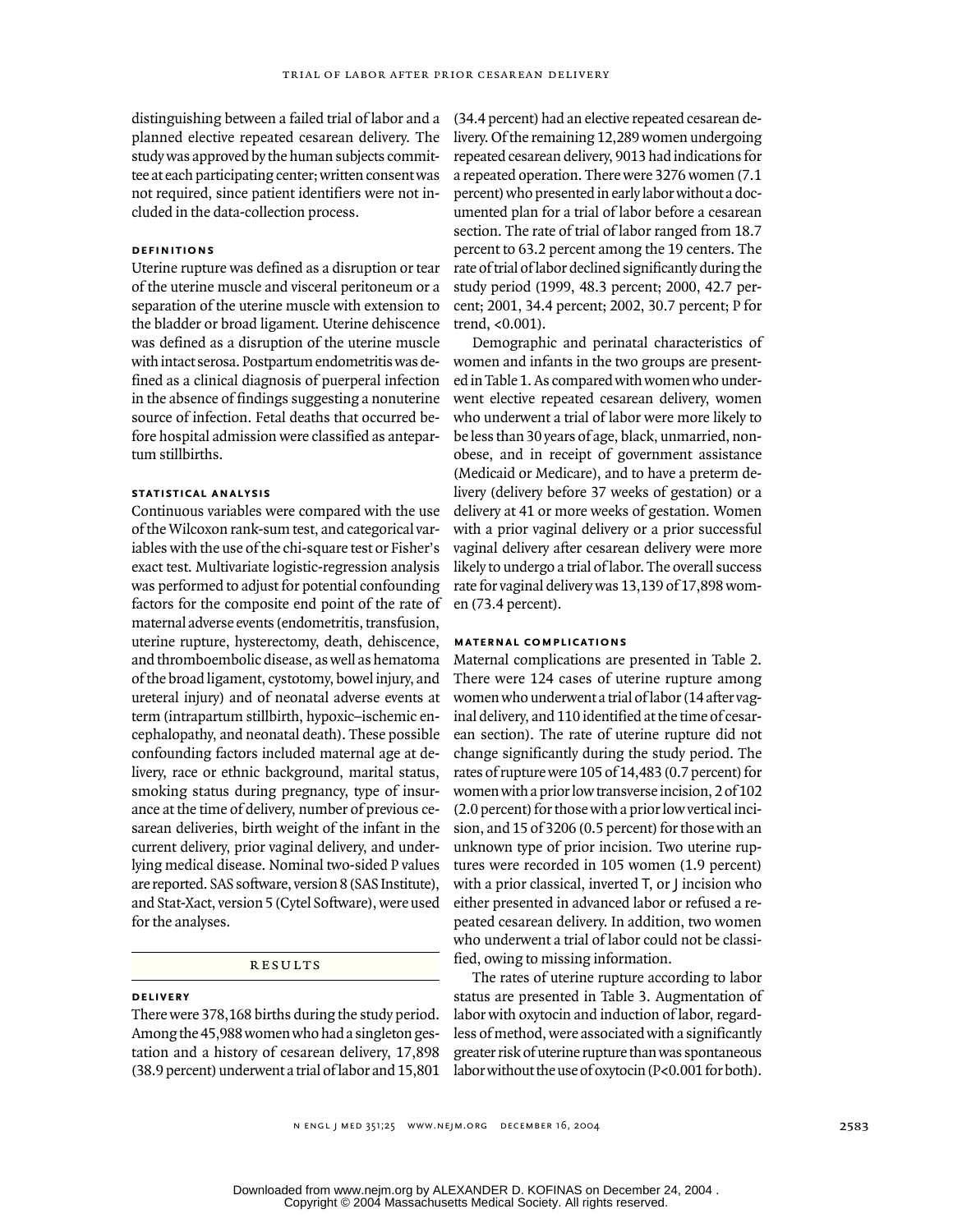distinguishing between a failed trial of labor and a planned elective repeated cesarean delivery. The study was approved by the human subjects committee at each participating center; written consent was not required, since patient identifiers were not included in the data-collection process.

### Definitions

Uterine rupture was defined as a disruption or tear of the uterine muscle and visceral peritoneum or a separation of the uterine muscle with extension to the bladder or broad ligament. Uterine dehiscence was defined as a disruption of the uterine muscle with intact serosa. Postpartum endometritis was defined as a clinical diagnosis of puerperal infection in the absence of findings suggesting a nonuterine source of infection. Fetal deaths that occurred before hospital admission were classified as antepartum stillbirths.

### Statistical Analysis

Continuous variables were compared with the use of the Wilcoxon rank-sum test, and categorical variables with the use of the chi-square test or Fisher's exact test. Multivariate logistic-regression analysis was performed to adjust for potential confounding factors for the composite end point of the rate of maternal adverse events (endometritis, transfusion, uterine rupture, hysterectomy, death, dehiscence, and thromboembolic disease, as well as hematoma of the broad ligament, cystotomy, bowel injury, and ureteral injury) and of neonatal adverse events at term (intrapartum stillbirth, hypoxic–ischemic encephalopathy, and neonatal death). These possible confounding factors included maternal age at delivery, race or ethnic background, marital status, smoking status during pregnancy, type of insurance at the time of delivery, number of previous cesarean deliveries, birth weight of the infant in the current delivery, prior vaginal delivery, and underlying medical disease. Nominal two-sided P values are reported. SAS software, version 8 (SAS Institute), and Stat-Xact, version 5 (Cytel Software), were used for the analyses.

## Results

### Delivery

There were 378,168 births during the study period. Among the 45,988 women who had a singleton gestation and a history of cesarean delivery, 17,898 (38.9 percent) underwent a trial of labor and 15,801 (34.4 percent) had an elective repeated cesarean delivery. Of the remaining 12,289 women undergoing repeated cesarean delivery, 9013 had indications for a repeated operation. There were 3276 women (7.1 percent) who presented in early labor without a documented plan for a trial of labor before a cesarean section. The rate of trial of labor ranged from 18.7 percent to 63.2 percent among the 19 centers. The rate of trial of labor declined significantly during the study period (1999, 48.3 percent; 2000, 42.7 percent; 2001, 34.4 percent; 2002, 30.7 percent; P for trend, <0.001).

Demographic and perinatal characteristics of women and infants in the two groups are presented in Table 1. As compared with women who underwent elective repeated cesarean delivery, women who underwent a trial of labor were more likely to be less than 30 years of age, black, unmarried, nonobese, and in receipt of government assistance (Medicaid or Medicare), and to have a preterm delivery (delivery before 37 weeks of gestation) or a delivery at 41 or more weeks of gestation. Women with a prior vaginal delivery or a prior successful vaginal delivery after cesarean delivery were more likely to undergo a trial of labor. The overall success rate for vaginal delivery was 13,139 of 17,898 women (73.4 percent).

### Maternal Complications

Maternal complications are presented in Table 2. There were 124 cases of uterine rupture among women who underwent a trial of labor (14 after vaginal delivery, and 110 identified at the time of cesarean section). The rate of uterine rupture did not change significantly during the study period. The rates of rupture were 105 of 14,483 (0.7 percent) for women with a prior low transverse incision, 2 of 102 (2.0 percent) for those with a prior low vertical incision, and 15 of 3206 (0.5 percent) for those with an unknown type of prior incision. Two uterine ruptures were recorded in 105 women (1.9 percent) with a prior classical, inverted T, or J incision who either presented in advanced labor or refused a repeated cesarean delivery. In addition, two women who underwent a trial of labor could not be classified, owing to missing information.

The rates of uterine rupture according to labor status are presented in Table 3. Augmentation of labor with oxytocin and induction of labor, regardless of method, were associated with a significantly greater risk of uterine rupture than was spontaneous labor without the use of oxytocin (P<0.001 for both).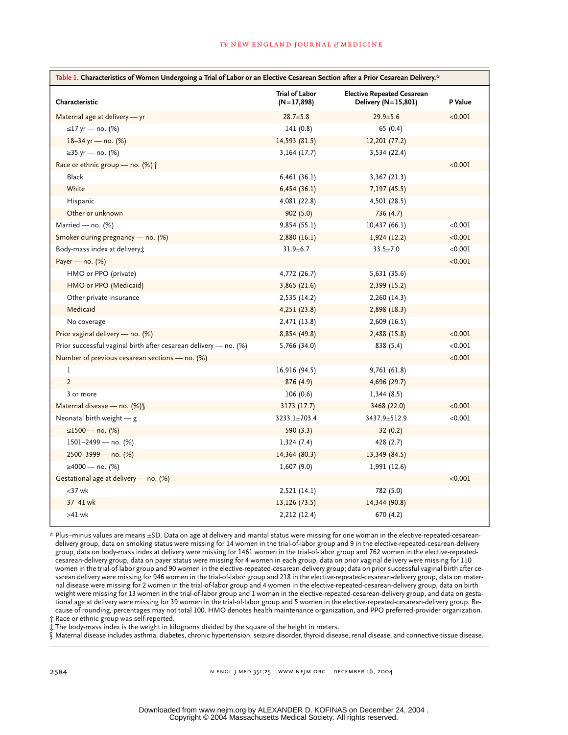**Table 1. Characteristics of Women Undergoing a Trial of Labor or an Elective Cesarean Section after a Prior Cesarean Delivery.***

| Characteristic | Trial of Labor (N=17,898) | Elective Repeated Cesarean Delivery (N=15,801) | P Value |
|---|---|---|---|
| Maternal age at delivery — yr | 28.7±5.8 | 29.9±5.6 | <0.001 |
| ≤17 yr — no. (%) | 141 (0.8) | 65 (0.4) | |
| 18–34 yr — no. (%) | 14,593 (81.5) | 12,201 (77.2) | |
| ≥35 yr — no. (%) | 3,164 (17.7) | 3,534 (22.4) | |
| Race or ethnic group — no. (%)† | | | <0.001 |
| Black | 6,461 (36.1) | 3,367 (21.3) | |
| White | 6,454 (36.1) | 7,197 (45.5) | |
| Hispanic | 4,081 (22.8) | 4,501 (28.5) | |
| Other or unknown | 902 (5.0) | 736 (4.7) | |
| Married — no. (%) | 9,854 (55.1) | 10,437 (66.1) | <0.001 |
| Smoker during pregnancy — no. (%) | 2,880 (16.1) | 1,924 (12.2) | <0.001 |
| Body-mass index at delivery‡ | 31.9±6.7 | 33.5±7.0 | <0.001 |
| Payer — no. (%) | | | <0.001 |
| HMO or PPO (private) | 4,772 (26.7) | 5,631 (35.6) | |
| HMO or PPO (Medicaid) | 3,865 (21.6) | 2,399 (15.2) | |
| Other private insurance | 2,535 (14.2) | 2,260 (14.3) | |
| Medicaid | 4,251 (23.8) | 2,898 (18.3) | |
| No coverage | 2,471 (13.8) | 2,609 (16.5) | |
| Prior vaginal delivery — no. (%) | 8,854 (49.8) | 2,488 (15.8) | <0.001 |
| Prior successful vaginal birth after cesarean delivery — no. (%) | 5,766 (34.0) | 838 (5.4) | <0.001 |
| Number of previous cesarean sections — no. (%) | | | <0.001 |
| 1 | 16,916 (94.5) | 9,761 (61.8) | |
| 2 | 876 (4.9) | 4,696 (29.7) | |
| 3 or more | 106 (0.6) | 1,344 (8.5) | |
| Maternal disease — no. (%)§ | 3173 (17.7) | 3468 (22.0) | <0.001 |
| Neonatal birth weight — g | 3233.1±703.4 | 3437.9±512.9 | <0.001 |
| ≤1500 — no. (%) | 590 (3.3) | 32 (0.2) | |
| 1501–2499 — no. (%) | 1,324 (7.4) | 428 (2.7) | |
| 2500–3999 — no. (%) | 14,364 (80.3) | 13,349 (84.5) | |
| ≥4000 — no. (%) | 1,607 (9.0) | 1,991 (12.6) | |
| Gestational age at delivery — no. (%) | | | <0.001 |
| <37 wk | 2,521 (14.1) | 782 (5.0) | |
| 37–41 wk | 13,126 (73.5) | 14,344 (90.8) | |
| >41 wk | 2,212 (12.4) | 670 (4.2) | |

\* Plus–minus values are means ±SD. Data on age at delivery and marital status were missing for one woman in the elective-repeated-cesarean-delivery group, data on smoking status were missing for 14 women in the trial-of-labor group and 9 in the elective-repeated-cesarean-delivery group, data on body-mass index at delivery were missing for 1461 women in the trial-of-labor group and 762 women in the elective-repeated-cesarean-delivery group, data on payer status were missing for 4 women in each group, data on prior vaginal delivery were missing for 110 women in the trial-of-labor group and 90 women in the elective-repeated-cesarean-delivery group; data on prior successful vaginal birth after cesarean delivery were missing for 946 women in the trial-of-labor group and 218 in the elective-repeated-cesarean-delivery group, data on maternal disease were missing for 2 women in the trial-of-labor group and 4 women in the elective-repeated-cesarean-delivery group, data on birth weight were missing for 13 women in the trial-of-labor group and 1 woman in the elective-repeated-cesarean-delivery group, and data on gestational age at delivery were missing for 39 women in the trial-of-labor group and 5 women in the elective-repeated-cesarean-delivery group. Because of rounding, percentages may not total 100. HMO denotes health maintenance organization, and PPO preferred-provider organization.

† Race or ethnic group was self-reported.

‡ The body-mass index is the weight in kilograms divided by the square of the height in meters.

§ Maternal disease includes asthma, diabetes, chronic hypertension, seizure disorder, thyroid disease, renal disease, and connective-tissue disease.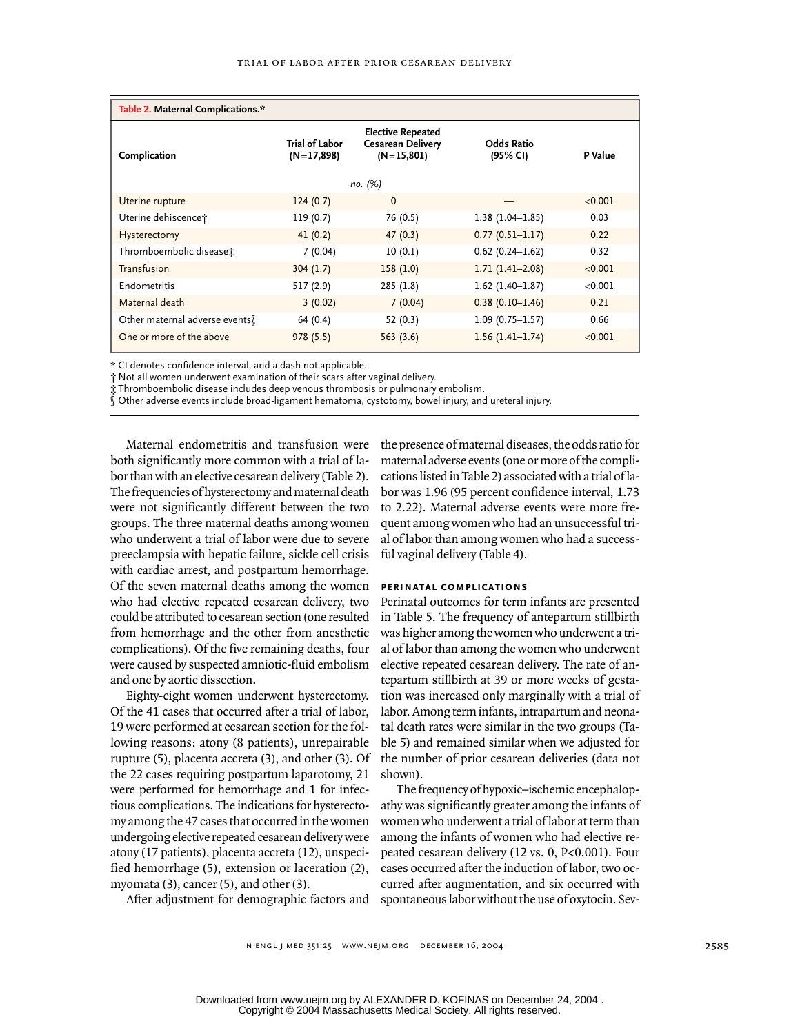**Table 2. Maternal Complications.***

| Complication | Trial of Labor (N=17,898) | Elective Repeated Cesarean Delivery (N=15,801) | Odds Ratio (95% CI) | P Value |
|---|---|---|---|---|
| | *no. (%)* | | | |
| Uterine rupture | 124 (0.7) | 0 | — | <0.001 |
| Uterine dehiscence† | 119 (0.7) | 76 (0.5) | 1.38 (1.04–1.85) | 0.03 |
| Hysterectomy | 41 (0.2) | 47 (0.3) | 0.77 (0.51–1.17) | 0.22 |
| Thromboembolic disease‡ | 7 (0.04) | 10 (0.1) | 0.62 (0.24–1.62) | 0.32 |
| Transfusion | 304 (1.7) | 158 (1.0) | 1.71 (1.41–2.08) | <0.001 |
| Endometritis | 517 (2.9) | 285 (1.8) | 1.62 (1.40–1.87) | <0.001 |
| Maternal death | 3 (0.02) | 7 (0.04) | 0.38 (0.10–1.46) | 0.21 |
| Other maternal adverse events§ | 64 (0.4) | 52 (0.3) | 1.09 (0.75–1.57) | 0.66 |
| One or more of the above | 978 (5.5) | 563 (3.6) | 1.56 (1.41–1.74) | <0.001 |

\* CI denotes confidence interval, and a dash not applicable.
† Not all women underwent examination of their scars after vaginal delivery.
‡ Thromboembolic disease includes deep venous thrombosis or pulmonary embolism.
§ Other adverse events include broad-ligament hematoma, cystotomy, bowel injury, and ureteral injury.

Maternal endometritis and transfusion were both significantly more common with a trial of labor than with an elective cesarean delivery (Table 2). The frequencies of hysterectomy and maternal death were not significantly different between the two groups. The three maternal deaths among women who underwent a trial of labor were due to severe preeclampsia with hepatic failure, sickle cell crisis with cardiac arrest, and postpartum hemorrhage. Of the seven maternal deaths among the women who had elective repeated cesarean delivery, two could be attributed to cesarean section (one resulted from hemorrhage and the other from anesthetic complications). Of the five remaining deaths, four were caused by suspected amniotic-fluid embolism and one by aortic dissection.

Eighty-eight women underwent hysterectomy. Of the 41 cases that occurred after a trial of labor, 19 were performed at cesarean section for the following reasons: atony (8 patients), unrepairable rupture (5), placenta accreta (3), and other (3). Of the 22 cases requiring postpartum laparotomy, 21 were performed for hemorrhage and 1 for infectious complications. The indications for hysterectomy among the 47 cases that occurred in the women undergoing elective repeated cesarean delivery were atony (17 patients), placenta accreta (12), unspecified hemorrhage (5), extension or laceration (2), myomata (3), cancer (5), and other (3).

After adjustment for demographic factors and the presence of maternal diseases, the odds ratio for maternal adverse events (one or more of the complications listed in Table 2) associated with a trial of labor was 1.96 (95 percent confidence interval, 1.73 to 2.22). Maternal adverse events were more frequent among women who had an unsuccessful trial of labor than among women who had a successful vaginal delivery (Table 4).

### PERINATAL COMPLICATIONS

Perinatal outcomes for term infants are presented in Table 5. The frequency of antepartum stillbirth was higher among the women who underwent a trial of labor than among the women who underwent elective repeated cesarean delivery. The rate of antepartum stillbirth at 39 or more weeks of gestation was increased only marginally with a trial of labor. Among term infants, intrapartum and neonatal death rates were similar in the two groups (Table 5) and remained similar when we adjusted for the number of prior cesarean deliveries (data not shown).

The frequency of hypoxic–ischemic encephalopathy was significantly greater among the infants of women who underwent a trial of labor at term than among the infants of women who had elective repeated cesarean delivery (12 vs. 0, $P<0.001$). Four cases occurred after the induction of labor, two occurred after augmentation, and six occurred with spontaneous labor without the use of oxytocin. Sev-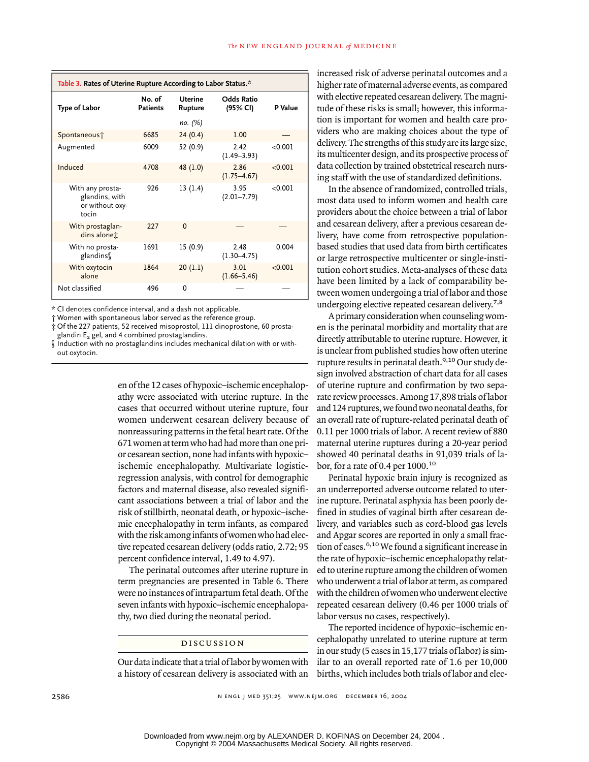**Table 3. Rates of Uterine Rupture According to Labor Status.***

| Type of Labor | No. of Patients | Uterine Rupture | Odds Ratio (95% CI) | P Value |
|---|---|---|---|---|
| | | *no. (%)* | | |
| Spontaneous† | 6685 | 24 (0.4) | 1.00 | — |
| Augmented | 6009 | 52 (0.9) | 2.42 (1.49–3.93) | <0.001 |
| Induced | 4708 | 48 (1.0) | 2.86 (1.75–4.67) | <0.001 |
| With any prostaglandins, with or without oxytocin | 926 | 13 (1.4) | 3.95 (2.01–7.79) | <0.001 |
| With prostaglandins alone‡ | 227 | 0 | — | — |
| With no prostaglandins§ | 1691 | 15 (0.9) | 2.48 (1.30–4.75) | 0.004 |
| With oxytocin alone | 1864 | 20 (1.1) | 3.01 (1.66–5.46) | <0.001 |
| Not classified | 496 | 0 | — | — |

\* CI denotes confidence interval, and a dash not applicable.

† Women with spontaneous labor served as the reference group.

‡ Of the 227 patients, 52 received misoprostol, 111 dinoprostone, 60 prostaglandin $E_2$ gel, and 4 combined prostaglandins.

§ Induction with no prostaglandins includes mechanical dilation with or without oxytocin.

en of the 12 cases of hypoxic–ischemic encephalopathy were associated with uterine rupture. In the cases that occurred without uterine rupture, four women underwent cesarean delivery because of nonreassuring patterns in the fetal heart rate. Of the 671 women at term who had had more than one prior cesarean section, none had infants with hypoxic–ischemic encephalopathy. Multivariate logistic-regression analysis, with control for demographic factors and maternal disease, also revealed significant associations between a trial of labor and the risk of stillbirth, neonatal death, or hypoxic–ischemic encephalopathy in term infants, as compared with the risk among infants of women who had elective repeated cesarean delivery (odds ratio, 2.72; 95 percent confidence interval, 1.49 to 4.97).

The perinatal outcomes after uterine rupture in term pregnancies are presented in Table 6. There were no instances of intrapartum fetal death. Of the seven infants with hypoxic–ischemic encephalopathy, two died during the neonatal period.

## DISCUSSION

Our data indicate that a trial of labor by women with a history of cesarean delivery is associated with an increased risk of adverse perinatal outcomes and a higher rate of maternal adverse events, as compared with elective repeated cesarean delivery. The magnitude of these risks is small; however, this information is important for women and health care providers who are making choices about the type of delivery. The strengths of this study are its large size, its multicenter design, and its prospective process of data collection by trained obstetrical research nursing staff with the use of standardized definitions.

In the absence of randomized, controlled trials, most data used to inform women and health care providers about the choice between a trial of labor and cesarean delivery, after a previous cesarean delivery, have come from retrospective population-based studies that used data from birth certificates or large retrospective multicenter or single-institution cohort studies. Meta-analyses of these data have been limited by a lack of comparability between women undergoing a trial of labor and those undergoing elective repeated cesarean delivery.[7,8]

A primary consideration when counseling women is the perinatal morbidity and mortality that are directly attributable to uterine rupture. However, it is unclear from published studies how often uterine rupture results in perinatal death.[9,10] Our study design involved abstraction of chart data for all cases of uterine rupture and confirmation by two separate review processes. Among 17,898 trials of labor and 124 ruptures, we found two neonatal deaths, for an overall rate of rupture-related perinatal death of 0.11 per 1000 trials of labor. A recent review of 880 maternal uterine ruptures during a 20-year period showed 40 perinatal deaths in 91,039 trials of labor, for a rate of 0.4 per 1000.[10]

Perinatal hypoxic brain injury is recognized as an underreported adverse outcome related to uterine rupture. Perinatal asphyxia has been poorly defined in studies of vaginal birth after cesarean delivery, and variables such as cord-blood gas levels and Apgar scores are reported in only a small fraction of cases.[6,10] We found a significant increase in the rate of hypoxic–ischemic encephalopathy related to uterine rupture among the children of women who underwent a trial of labor at term, as compared with the children of women who underwent elective repeated cesarean delivery (0.46 per 1000 trials of labor versus no cases, respectively).

The reported incidence of hypoxic–ischemic encephalopathy unrelated to uterine rupture at term in our study (5 cases in 15,177 trials of labor) is similar to an overall reported rate of 1.6 per 10,000 births, which includes both trials of labor and elec-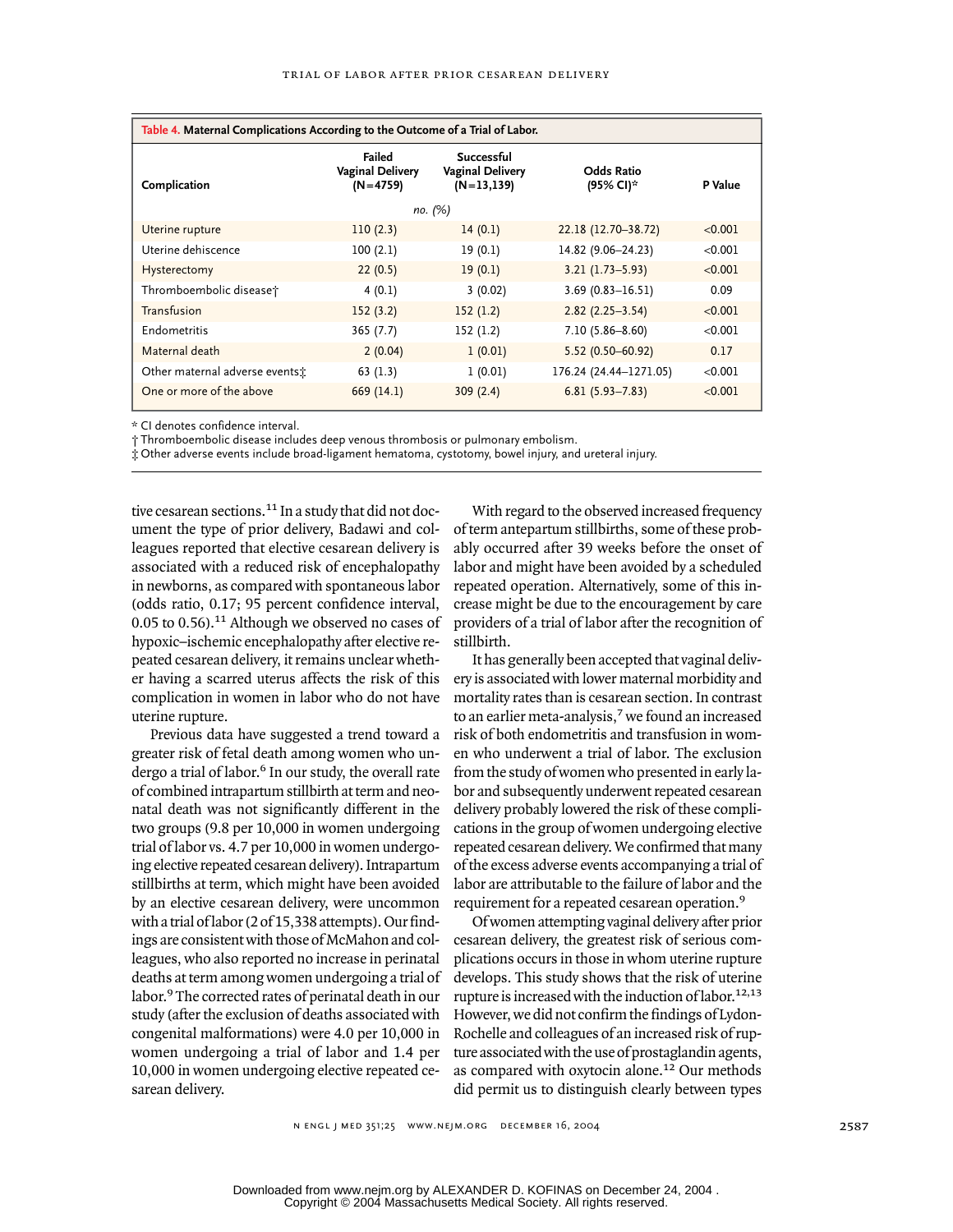**Table 4. Maternal Complications According to the Outcome of a Trial of Labor.**

| Complication | Failed Vaginal Delivery (N=4759) | Successful Vaginal Delivery (N=13,139) | Odds Ratio (95% CI)* | P Value |
|---|---|---|---|---|
| | *no. (%)* | | | |
| Uterine rupture | 110 (2.3) | 14 (0.1) | 22.18 (12.70–38.72) | <0.001 |
| Uterine dehiscence | 100 (2.1) | 19 (0.1) | 14.82 (9.06–24.23) | <0.001 |
| Hysterectomy | 22 (0.5) | 19 (0.1) | 3.21 (1.73–5.93) | <0.001 |
| Thromboembolic disease† | 4 (0.1) | 3 (0.02) | 3.69 (0.83–16.51) | 0.09 |
| Transfusion | 152 (3.2) | 152 (1.2) | 2.82 (2.25–3.54) | <0.001 |
| Endometritis | 365 (7.7) | 152 (1.2) | 7.10 (5.86–8.60) | <0.001 |
| Maternal death | 2 (0.04) | 1 (0.01) | 5.52 (0.50–60.92) | 0.17 |
| Other maternal adverse events‡ | 63 (1.3) | 1 (0.01) | 176.24 (24.44–1271.05) | <0.001 |
| One or more of the above | 669 (14.1) | 309 (2.4) | 6.81 (5.93–7.83) | <0.001 |

\* CI denotes confidence interval.
† Thromboembolic disease includes deep venous thrombosis or pulmonary embolism.
‡ Other adverse events include broad-ligament hematoma, cystotomy, bowel injury, and ureteral injury.

tive cesarean sections.[11] In a study that did not document the type of prior delivery, Badawi and colleagues reported that elective cesarean delivery is associated with a reduced risk of encephalopathy in newborns, as compared with spontaneous labor (odds ratio, 0.17; 95 percent confidence interval, 0.05 to 0.56).[11] Although we observed no cases of hypoxic–ischemic encephalopathy after elective repeated cesarean delivery, it remains unclear whether having a scarred uterus affects the risk of this complication in women in labor who do not have uterine rupture.

Previous data have suggested a trend toward a greater risk of fetal death among women who undergo a trial of labor.[6] In our study, the overall rate of combined intrapartum stillbirth at term and neonatal death was not significantly different in the two groups (9.8 per 10,000 in women undergoing trial of labor vs. 4.7 per 10,000 in women undergoing elective repeated cesarean delivery). Intrapartum stillbirths at term, which might have been avoided by an elective cesarean delivery, were uncommon with a trial of labor (2 of 15,338 attempts). Our findings are consistent with those of McMahon and colleagues, who also reported no increase in perinatal deaths at term among women undergoing a trial of labor.[9] The corrected rates of perinatal death in our study (after the exclusion of deaths associated with congenital malformations) were 4.0 per 10,000 in women undergoing a trial of labor and 1.4 per 10,000 in women undergoing elective repeated cesarean delivery.

With regard to the observed increased frequency of term antepartum stillbirths, some of these probably occurred after 39 weeks before the onset of labor and might have been avoided by a scheduled repeated operation. Alternatively, some of this increase might be due to the encouragement by care providers of a trial of labor after the recognition of stillbirth.

It has generally been accepted that vaginal delivery is associated with lower maternal morbidity and mortality rates than is cesarean section. In contrast to an earlier meta-analysis,[7] we found an increased risk of both endometritis and transfusion in women who underwent a trial of labor. The exclusion from the study of women who presented in early labor and subsequently underwent repeated cesarean delivery probably lowered the risk of these complications in the group of women undergoing elective repeated cesarean delivery. We confirmed that many of the excess adverse events accompanying a trial of labor are attributable to the failure of labor and the requirement for a repeated cesarean operation.[9]

Of women attempting vaginal delivery after prior cesarean delivery, the greatest risk of serious complications occurs in those in whom uterine rupture develops. This study shows that the risk of uterine rupture is increased with the induction of labor.[12,13] However, we did not confirm the findings of Lydon-Rochelle and colleagues of an increased risk of rupture associated with the use of prostaglandin agents, as compared with oxytocin alone.[12] Our methods did permit us to distinguish clearly between types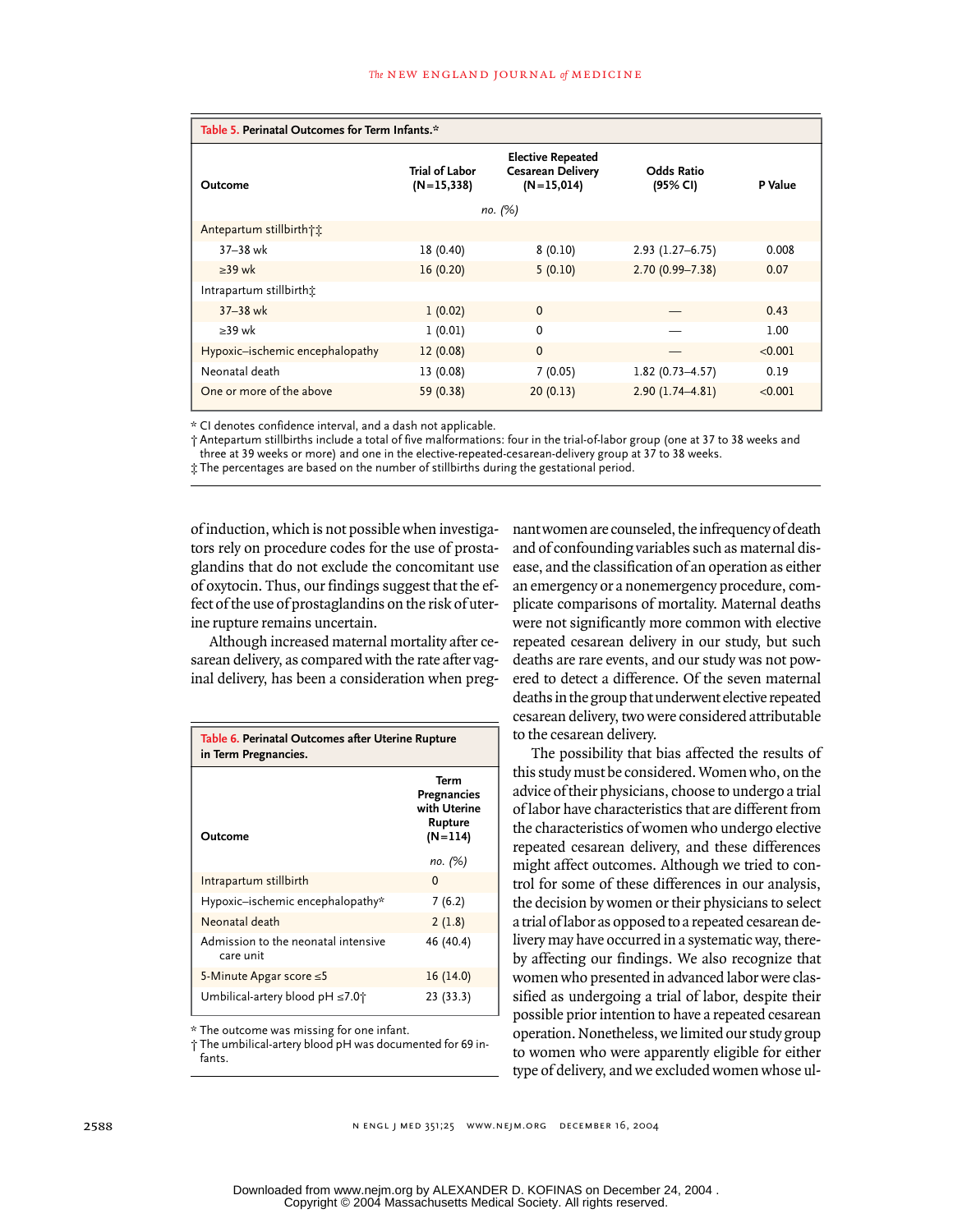**Table 5. Perinatal Outcomes for Term Infants.***

| Outcome | Trial of Labor (N=15,338) | Elective Repeated Cesarean Delivery (N=15,014) | Odds Ratio (95% CI) | P Value |
|---|---|---|---|---|
| | no. (%) | | | |
| Antepartum stillbirth†‡ | | | | |
| 37–38 wk | 18 (0.40) | 8 (0.10) | 2.93 (1.27–6.75) | 0.008 |
| ≥39 wk | 16 (0.20) | 5 (0.10) | 2.70 (0.99–7.38) | 0.07 |
| Intrapartum stillbirth‡ | | | | |
| 37–38 wk | 1 (0.02) | 0 | — | 0.43 |
| ≥39 wk | 1 (0.01) | 0 | — | 1.00 |
| Hypoxic–ischemic encephalopathy | 12 (0.08) | 0 | — | <0.001 |
| Neonatal death | 13 (0.08) | 7 (0.05) | 1.82 (0.73–4.57) | 0.19 |
| One or more of the above | 59 (0.38) | 20 (0.13) | 2.90 (1.74–4.81) | <0.001 |

\* CI denotes confidence interval, and a dash not applicable.
† Antepartum stillbirths include a total of five malformations: four in the trial-of-labor group (one at 37 to 38 weeks and three at 39 weeks or more) and one in the elective-repeated-cesarean-delivery group at 37 to 38 weeks.
‡ The percentages are based on the number of stillbirths during the gestational period.

of induction, which is not possible when investigators rely on procedure codes for the use of prostaglandins that do not exclude the concomitant use of oxytocin. Thus, our findings suggest that the effect of the use of prostaglandins on the risk of uterine rupture remains uncertain.

Although increased maternal mortality after cesarean delivery, as compared with the rate after vaginal delivery, has been a consideration when pregnant women are counseled, the infrequency of death and of confounding variables such as maternal disease, and the classification of an operation as either an emergency or a nonemergency procedure, complicate comparisons of mortality. Maternal deaths were not significantly more common with elective repeated cesarean delivery in our study, but such deaths are rare events, and our study was not powered to detect a difference. Of the seven maternal deaths in the group that underwent elective repeated cesarean delivery, two were considered attributable to the cesarean delivery.

**Table 6. Perinatal Outcomes after Uterine Rupture in Term Pregnancies.**

| Outcome | Term Pregnancies with Uterine Rupture (N=114) |
|---|---|
| | no. (%) |
| Intrapartum stillbirth | 0 |
| Hypoxic–ischemic encephalopathy* | 7 (6.2) |
| Neonatal death | 2 (1.8) |
| Admission to the neonatal intensive care unit | 46 (40.4) |
| 5-Minute Apgar score ≤5 | 16 (14.0) |
| Umbilical-artery blood pH ≤7.0† | 23 (33.3) |

\* The outcome was missing for one infant.
† The umbilical-artery blood pH was documented for 69 infants.

The possibility that bias affected the results of this study must be considered. Women who, on the advice of their physicians, choose to undergo a trial of labor have characteristics that are different from the characteristics of women who undergo elective repeated cesarean delivery, and these differences might affect outcomes. Although we tried to control for some of these differences in our analysis, the decision by women or their physicians to select a trial of labor as opposed to a repeated cesarean delivery may have occurred in a systematic way, thereby affecting our findings. We also recognize that women who presented in advanced labor were classified as undergoing a trial of labor, despite their possible prior intention to have a repeated cesarean operation. Nonetheless, we limited our study group to women who were apparently eligible for either type of delivery, and we excluded women whose ul-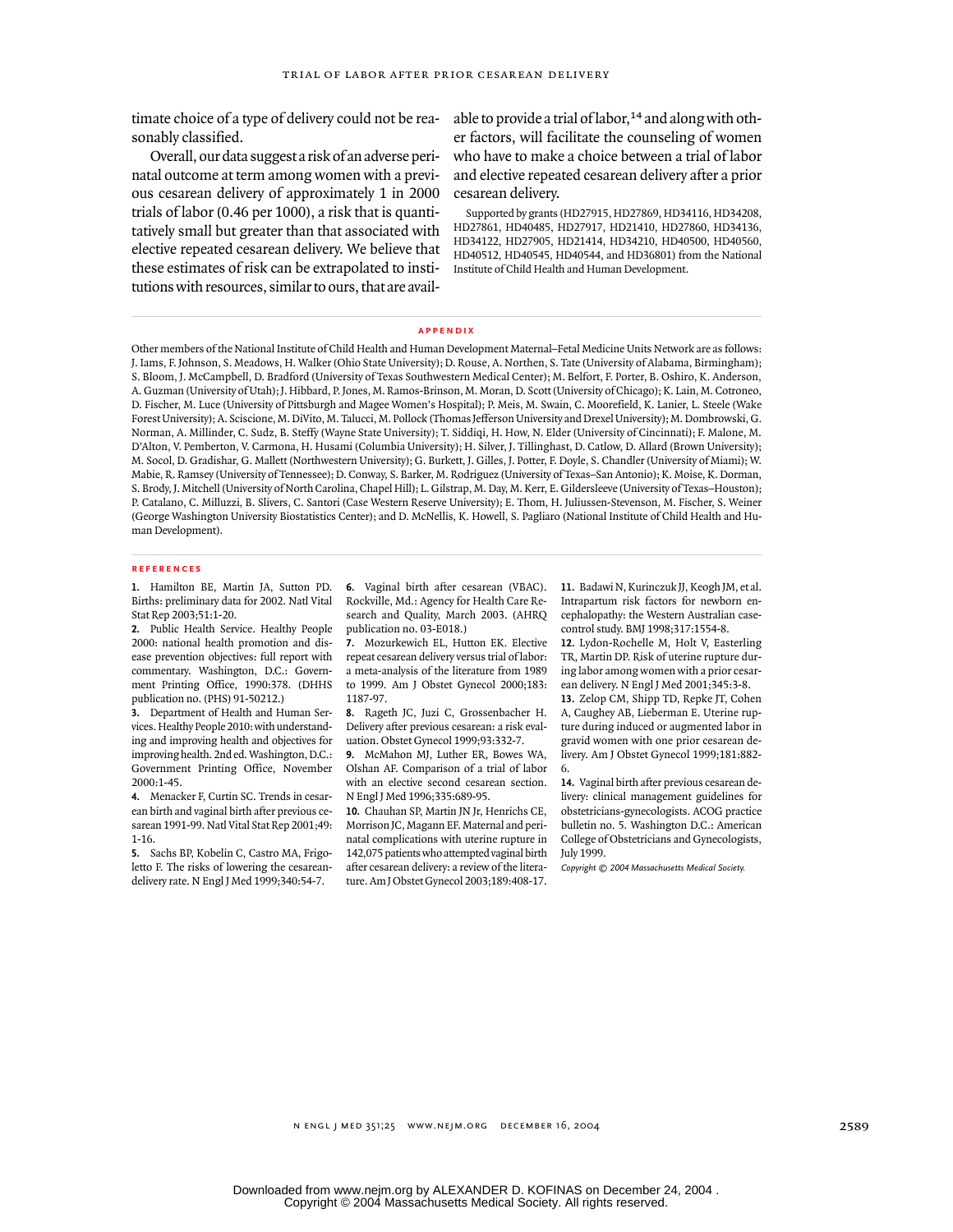timate choice of a type of delivery could not be reasonably classified.

Overall, our data suggest a risk of an adverse perinatal outcome at term among women with a previous cesarean delivery of approximately 1 in 2000 trials of labor (0.46 per 1000), a risk that is quantitatively small but greater than that associated with elective repeated cesarean delivery. We believe that these estimates of risk can be extrapolated to institutions with resources, similar to ours, that are available to provide a trial of labor,[14] and along with other factors, will facilitate the counseling of women who have to make a choice between a trial of labor and elective repeated cesarean delivery after a prior cesarean delivery.

Supported by grants (HD27915, HD27869, HD34116, HD34208, HD27861, HD40485, HD27917, HD21410, HD27860, HD34136, HD34122, HD27905, HD21414, HD34210, HD40500, HD40560, HD40512, HD40545, HD40544, and HD36801) from the National Institute of Child Health and Human Development.

## APPENDIX

Other members of the National Institute of Child Health and Human Development Maternal–Fetal Medicine Units Network are as follows: J. Iams, F. Johnson, S. Meadows, H. Walker (Ohio State University); D. Rouse, A. Northen, S. Tate (University of Alabama, Birmingham); S. Bloom, J. McCampbell, D. Bradford (University of Texas Southwestern Medical Center); M. Belfort, F. Porter, B. Oshiro, K. Anderson, A. Guzman (University of Utah); J. Hibbard, P. Jones, M. Ramos-Brinson, M. Moran, D. Scott (University of Chicago); K. Lain, M. Cotroneo, D. Fischer, M. Luce (University of Pittsburgh and Magee Women's Hospital); P. Meis, M. Swain, C. Moorefield, K. Lanier, L. Steele (Wake Forest University); A. Sciscione, M. DiVito, M. Talucci, M. Pollock (Thomas Jefferson University and Drexel University); M. Dombrowski, G. Norman, A. Millinder, C. Sudz, B. Steffy (Wayne State University); T. Siddiqi, H. How, N. Elder (University of Cincinnati); F. Malone, M. D'Alton, V. Pemberton, V. Carmona, H. Husami (Columbia University); H. Silver, J. Tillinghast, D. Catlow, D. Allard (Brown University); M. Socol, D. Gradishar, G. Mallett (Northwestern University); G. Burkett, J. Gilles, J. Potter, F. Doyle, S. Chandler (University of Miami); W. Mabie, R. Ramsey (University of Tennessee); D. Conway, S. Barker, M. Rodriguez (University of Texas–San Antonio); K. Moise, K. Dorman, S. Brody, J. Mitchell (University of North Carolina, Chapel Hill); L. Gilstrap, M. Day, M. Kerr, E. Gildersleeve (University of Texas–Houston); P. Catalano, C. Milluzzi, B. Slivers, C. Santori (Case Western Reserve University); E. Thom, H. Juliussen-Stevenson, M. Fischer, S. Weiner (George Washington University Biostatistics Center); and D. McNellis, K. Howell, S. Pagliaro (National Institute of Child Health and Human Development).

## REFERENCES

1. Hamilton BE, Martin JA, Sutton PD. Births: preliminary data for 2002. Natl Vital Stat Rep 2003;51:1-20.
2. Public Health Service. Healthy People 2000: national health promotion and disease prevention objectives: full report with commentary. Washington, D.C.: Government Printing Office, 1990:378. (DHHS publication no. (PHS) 91-50212.)
3. Department of Health and Human Services. Healthy People 2010: with understanding and improving health and objectives for improving health. 2nd ed. Washington, D.C.: Government Printing Office, November 2000:1-45.
4. Menacker F, Curtin SC. Trends in cesarean birth and vaginal birth after previous cesarean 1991-99. Natl Vital Stat Rep 2001;49:1-16.
5. Sachs BP, Kobelin C, Castro MA, Frigoletto F. The risks of lowering the cesarean-delivery rate. N Engl J Med 1999;340:54-7.
6. Vaginal birth after cesarean (VBAC). Rockville, Md.: Agency for Health Care Research and Quality, March 2003. (AHRQ publication no. 03-E018.)
7. Mozurkewich EL, Hutton EK. Elective repeat cesarean delivery versus trial of labor: a meta-analysis of the literature from 1989 to 1999. Am J Obstet Gynecol 2000;183:1187-97.
8. Rageth JC, Juzi C, Grossenbacher H. Delivery after previous cesarean: a risk evaluation. Obstet Gynecol 1999;93:332-7.
9. McMahon MJ, Luther ER, Bowes WA, Olshan AF. Comparison of a trial of labor with an elective second cesarean section. N Engl J Med 1996;335:689-95.
10. Chauhan SP, Martin JN Jr, Henrichs CE, Morrison JC, Magann EF. Maternal and perinatal complications with uterine rupture in 142,075 patients who attempted vaginal birth after cesarean delivery: a review of the literature. Am J Obstet Gynecol 2003;189:408-17.
11. Badawi N, Kurinczuk JJ, Keogh JM, et al. Intrapartum risk factors for newborn encephalopathy: the Western Australian case-control study. BMJ 1998;317:1554-8.
12. Lydon-Rochelle M, Holt V, Easterling TR, Martin DP. Risk of uterine rupture during labor among women with a prior cesarean delivery. N Engl J Med 2001;345:3-8.
13. Zelop CM, Shipp TD, Repke JT, Cohen A, Caughey AB, Lieberman E. Uterine rupture during induced or augmented labor in gravid women with one prior cesarean delivery. Am J Obstet Gynecol 1999;181:882-6.
14. Vaginal birth after previous cesarean delivery: clinical management guidelines for obstetricians-gynecologists. ACOG practice bulletin no. 5. Washington D.C.: American College of Obstetricians and Gynecologists, July 1999.

*Copyright © 2004 Massachusetts Medical Society.*